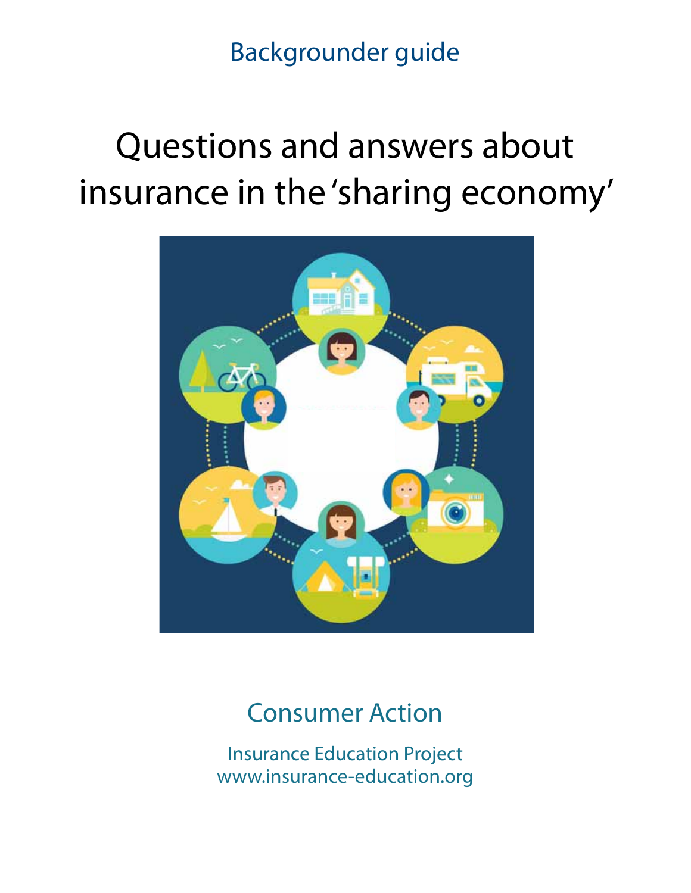Backgrounder guide

# Questions and answers about insurance in the 'sharing economy'

Consumer Action

Insurance Education Project
www.insurance-education.org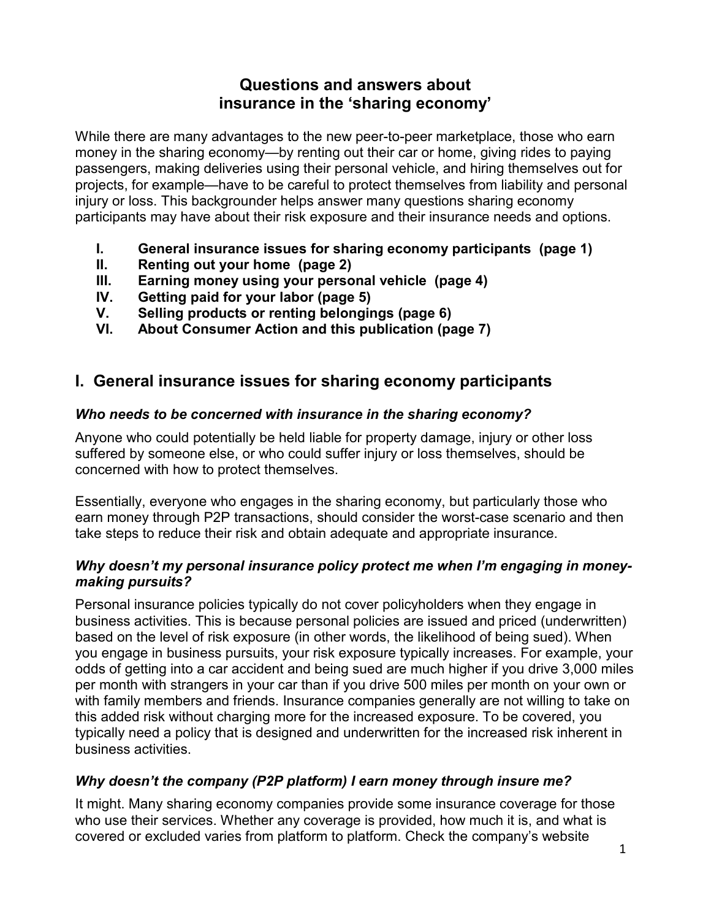# Questions and answers about insurance in the 'sharing economy'

While there are many advantages to the new peer-to-peer marketplace, those who earn money in the sharing economy—by renting out their car or home, giving rides to paying passengers, making deliveries using their personal vehicle, and hiring themselves out for projects, for example—have to be careful to protect themselves from liability and personal injury or loss. This backgrounder helps answer many questions sharing economy participants may have about their risk exposure and their insurance needs and options.

- **I. General insurance issues for sharing economy participants (page 1)**
- **II. Renting out your home (page 2)**
- **III. Earning money using your personal vehicle (page 4)**
- **IV. Getting paid for your labor (page 5)**
- **V. Selling products or renting belongings (page 6)**
- **VI. About Consumer Action and this publication (page 7)**

## I. General insurance issues for sharing economy participants

### *Who needs to be concerned with insurance in the sharing economy?*

Anyone who could potentially be held liable for property damage, injury or other loss suffered by someone else, or who could suffer injury or loss themselves, should be concerned with how to protect themselves.

Essentially, everyone who engages in the sharing economy, but particularly those who earn money through P2P transactions, should consider the worst-case scenario and then take steps to reduce their risk and obtain adequate and appropriate insurance.

### *Why doesn't my personal insurance policy protect me when I'm engaging in money-making pursuits?*

Personal insurance policies typically do not cover policyholders when they engage in business activities. This is because personal policies are issued and priced (underwritten) based on the level of risk exposure (in other words, the likelihood of being sued). When you engage in business pursuits, your risk exposure typically increases. For example, your odds of getting into a car accident and being sued are much higher if you drive 3,000 miles per month with strangers in your car than if you drive 500 miles per month on your own or with family members and friends. Insurance companies generally are not willing to take on this added risk without charging more for the increased exposure. To be covered, you typically need a policy that is designed and underwritten for the increased risk inherent in business activities.

### *Why doesn't the company (P2P platform) I earn money through insure me?*

It might. Many sharing economy companies provide some insurance coverage for those who use their services. Whether any coverage is provided, how much it is, and what is covered or excluded varies from platform to platform. Check the company's website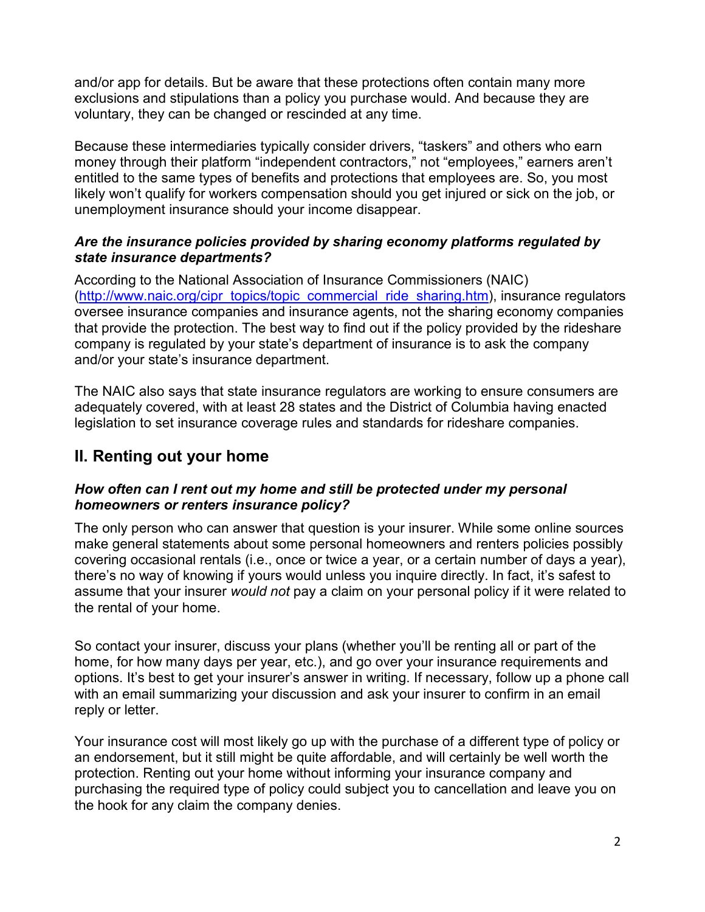and/or app for details. But be aware that these protections often contain many more exclusions and stipulations than a policy you purchase would. And because they are voluntary, they can be changed or rescinded at any time.

Because these intermediaries typically consider drivers, "taskers" and others who earn money through their platform "independent contractors," not "employees," earners aren't entitled to the same types of benefits and protections that employees are. So, you most likely won't qualify for workers compensation should you get injured or sick on the job, or unemployment insurance should your income disappear.

***Are the insurance policies provided by sharing economy platforms regulated by state insurance departments?***

According to the National Association of Insurance Commissioners (NAIC) ([http://www.naic.org/cipr_topics/topic_commercial_ride_sharing.htm](http://www.naic.org/cipr_topics/topic_commercial_ride_sharing.htm)), insurance regulators oversee insurance companies and insurance agents, not the sharing economy companies that provide the protection. The best way to find out if the policy provided by the rideshare company is regulated by your state's department of insurance is to ask the company and/or your state's insurance department.

The NAIC also says that state insurance regulators are working to ensure consumers are adequately covered, with at least 28 states and the District of Columbia having enacted legislation to set insurance coverage rules and standards for rideshare companies.

## II. Renting out your home

***How often can I rent out my home and still be protected under my personal homeowners or renters insurance policy?***

The only person who can answer that question is your insurer. While some online sources make general statements about some personal homeowners and renters policies possibly covering occasional rentals (i.e., once or twice a year, or a certain number of days a year), there's no way of knowing if yours would unless you inquire directly. In fact, it's safest to assume that your insurer *would not* pay a claim on your personal policy if it were related to the rental of your home.

So contact your insurer, discuss your plans (whether you'll be renting all or part of the home, for how many days per year, etc.), and go over your insurance requirements and options. It's best to get your insurer's answer in writing. If necessary, follow up a phone call with an email summarizing your discussion and ask your insurer to confirm in an email reply or letter.

Your insurance cost will most likely go up with the purchase of a different type of policy or an endorsement, but it still might be quite affordable, and will certainly be well worth the protection. Renting out your home without informing your insurance company and purchasing the required type of policy could subject you to cancellation and leave you on the hook for any claim the company denies.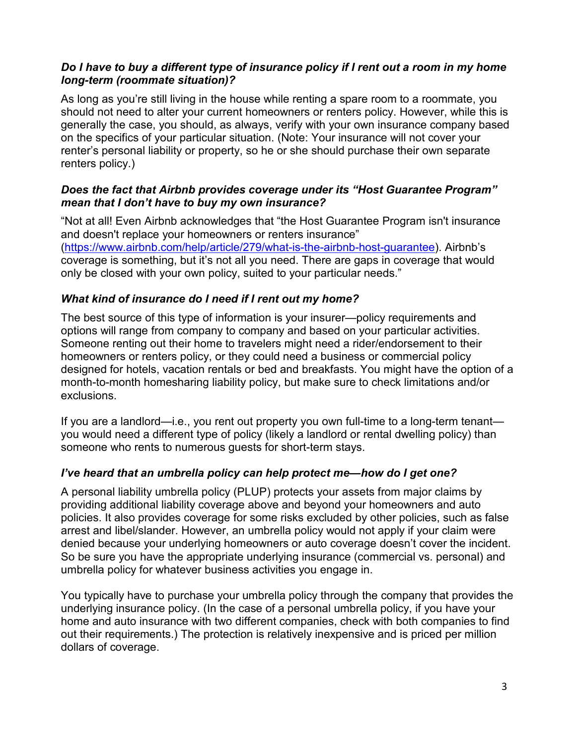***Do I have to buy a different type of insurance policy if I rent out a room in my home long-term (roommate situation)?***

As long as you're still living in the house while renting a spare room to a roommate, you should not need to alter your current homeowners or renters policy. However, while this is generally the case, you should, as always, verify with your own insurance company based on the specifics of your particular situation. (Note: Your insurance will not cover your renter's personal liability or property, so he or she should purchase their own separate renters policy.)

***Does the fact that Airbnb provides coverage under its "Host Guarantee Program" mean that I don't have to buy my own insurance?***

"Not at all! Even Airbnb acknowledges that "the Host Guarantee Program isn't insurance and doesn't replace your homeowners or renters insurance" (https://www.airbnb.com/help/article/279/what-is-the-airbnb-host-guarantee). Airbnb's coverage is something, but it's not all you need. There are gaps in coverage that would only be closed with your own policy, suited to your particular needs."

***What kind of insurance do I need if I rent out my home?***

The best source of this type of information is your insurer—policy requirements and options will range from company to company and based on your particular activities. Someone renting out their home to travelers might need a rider/endorsement to their homeowners or renters policy, or they could need a business or commercial policy designed for hotels, vacation rentals or bed and breakfasts. You might have the option of a month-to-month homesharing liability policy, but make sure to check limitations and/or exclusions.

If you are a landlord—i.e., you rent out property you own full-time to a long-term tenant—you would need a different type of policy (likely a landlord or rental dwelling policy) than someone who rents to numerous guests for short-term stays.

***I've heard that an umbrella policy can help protect me—how do I get one?***

A personal liability umbrella policy (PLUP) protects your assets from major claims by providing additional liability coverage above and beyond your homeowners and auto policies. It also provides coverage for some risks excluded by other policies, such as false arrest and libel/slander. However, an umbrella policy would not apply if your claim were denied because your underlying homeowners or auto coverage doesn't cover the incident. So be sure you have the appropriate underlying insurance (commercial vs. personal) and umbrella policy for whatever business activities you engage in.

You typically have to purchase your umbrella policy through the company that provides the underlying insurance policy. (In the case of a personal umbrella policy, if you have your home and auto insurance with two different companies, check with both companies to find out their requirements.) The protection is relatively inexpensive and is priced per million dollars of coverage.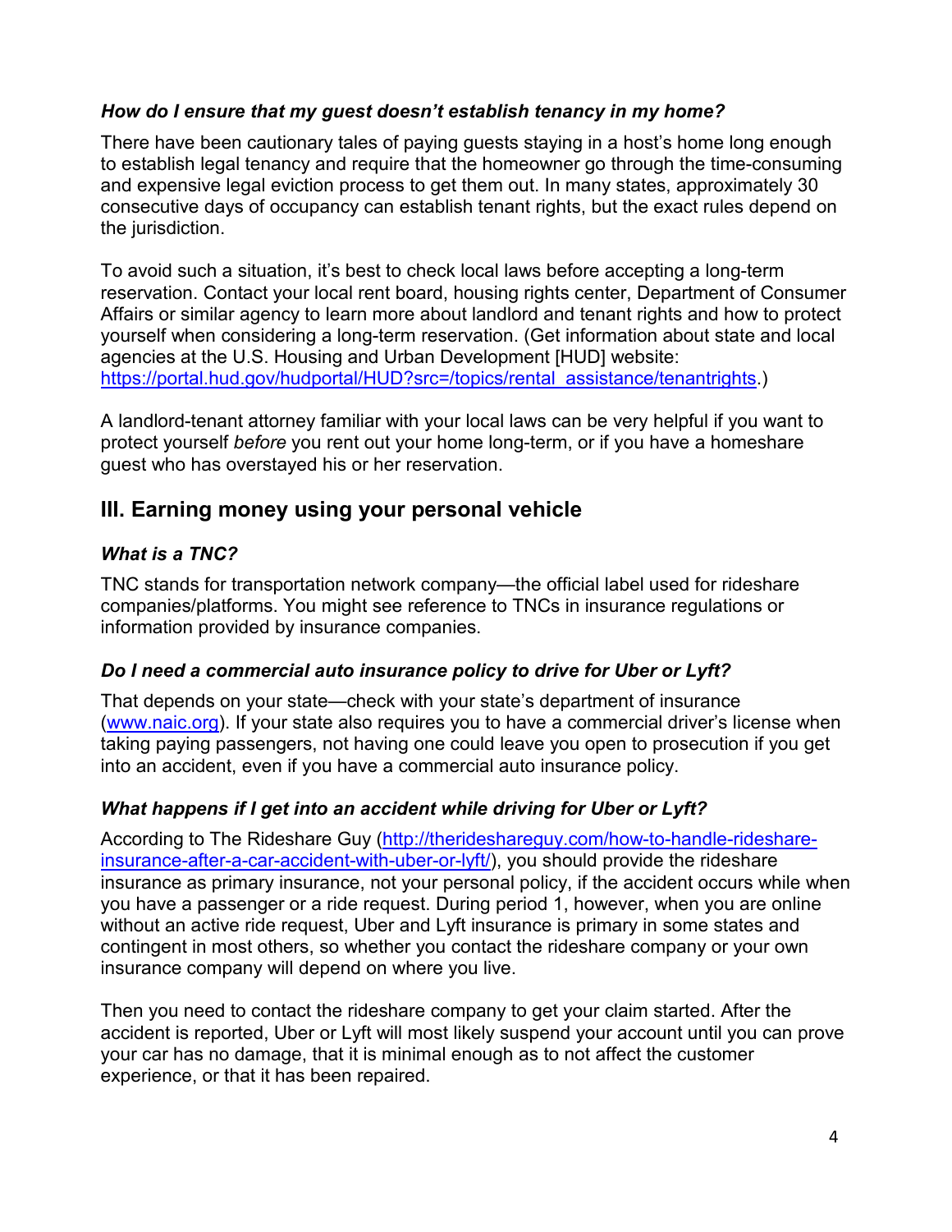### *How do I ensure that my guest doesn't establish tenancy in my home?*

There have been cautionary tales of paying guests staying in a host's home long enough to establish legal tenancy and require that the homeowner go through the time-consuming and expensive legal eviction process to get them out. In many states, approximately 30 consecutive days of occupancy can establish tenant rights, but the exact rules depend on the jurisdiction.

To avoid such a situation, it's best to check local laws before accepting a long-term reservation. Contact your local rent board, housing rights center, Department of Consumer Affairs or similar agency to learn more about landlord and tenant rights and how to protect yourself when considering a long-term reservation. (Get information about state and local agencies at the U.S. Housing and Urban Development [HUD] website: [https://portal.hud.gov/hudportal/HUD?src=/topics/rental_assistance/tenantrights](https://portal.hud.gov/hudportal/HUD?src=/topics/rental_assistance/tenantrights).)

A landlord-tenant attorney familiar with your local laws can be very helpful if you want to protect yourself *before* you rent out your home long-term, or if you have a homeshare guest who has overstayed his or her reservation.

## III. Earning money using your personal vehicle

### *What is a TNC?*

TNC stands for transportation network company—the official label used for rideshare companies/platforms. You might see reference to TNCs in insurance regulations or information provided by insurance companies.

### *Do I need a commercial auto insurance policy to drive for Uber or Lyft?*

That depends on your state—check with your state's department of insurance ([www.naic.org](http://www.naic.org)). If your state also requires you to have a commercial driver's license when taking paying passengers, not having one could leave you open to prosecution if you get into an accident, even if you have a commercial auto insurance policy.

### *What happens if I get into an accident while driving for Uber or Lyft?*

According to The Rideshare Guy ([http://therideshareguy.com/how-to-handle-rideshare-insurance-after-a-car-accident-with-uber-or-lyft/](http://therideshareguy.com/how-to-handle-rideshare-insurance-after-a-car-accident-with-uber-or-lyft/)), you should provide the rideshare insurance as primary insurance, not your personal policy, if the accident occurs while when you have a passenger or a ride request. During period 1, however, when you are online without an active ride request, Uber and Lyft insurance is primary in some states and contingent in most others, so whether you contact the rideshare company or your own insurance company will depend on where you live.

Then you need to contact the rideshare company to get your claim started. After the accident is reported, Uber or Lyft will most likely suspend your account until you can prove your car has no damage, that it is minimal enough as to not affect the customer experience, or that it has been repaired.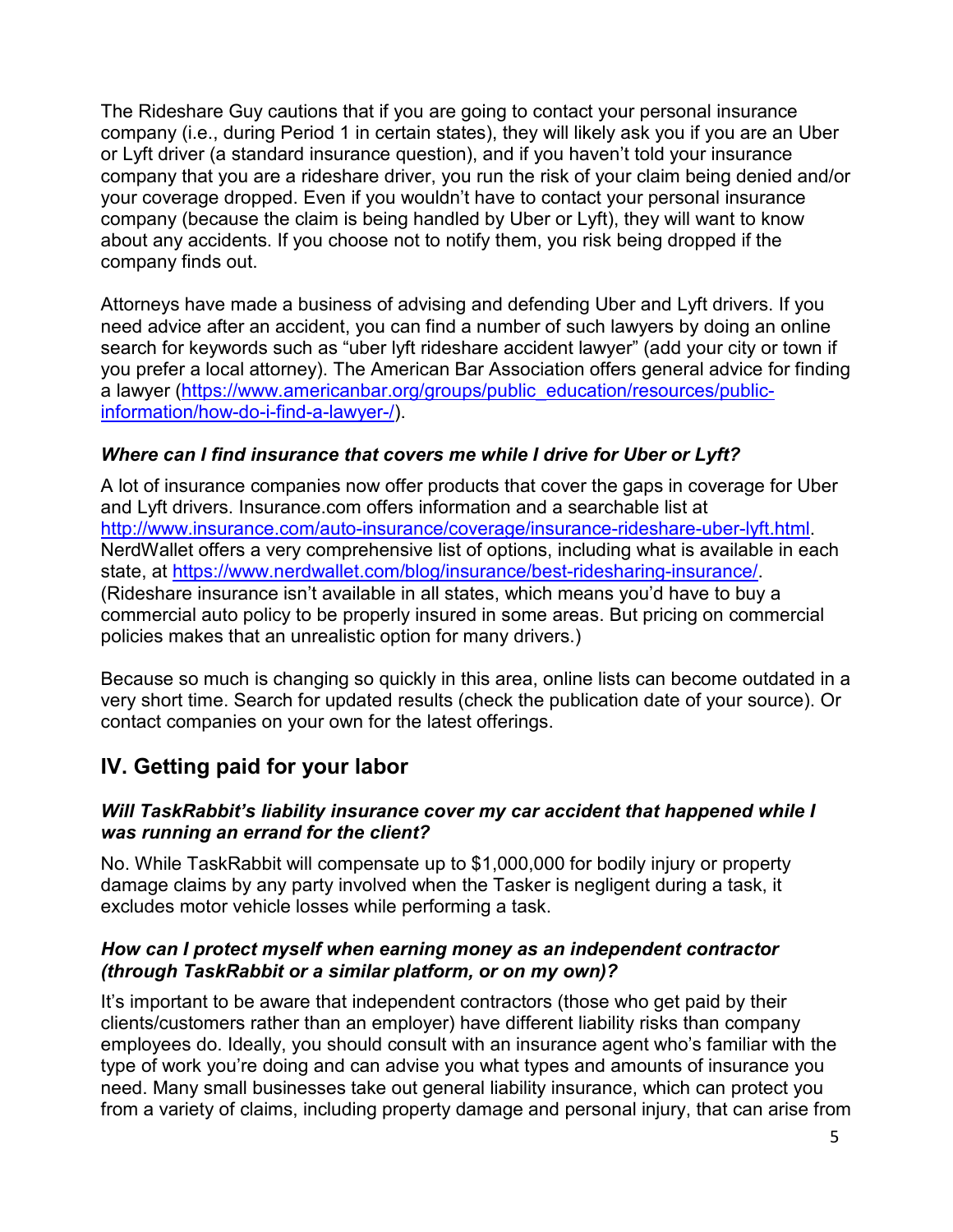The Rideshare Guy cautions that if you are going to contact your personal insurance company (i.e., during Period 1 in certain states), they will likely ask you if you are an Uber or Lyft driver (a standard insurance question), and if you haven't told your insurance company that you are a rideshare driver, you run the risk of your claim being denied and/or your coverage dropped. Even if you wouldn't have to contact your personal insurance company (because the claim is being handled by Uber or Lyft), they will want to know about any accidents. If you choose not to notify them, you risk being dropped if the company finds out.

Attorneys have made a business of advising and defending Uber and Lyft drivers. If you need advice after an accident, you can find a number of such lawyers by doing an online search for keywords such as "uber lyft rideshare accident lawyer" (add your city or town if you prefer a local attorney). The American Bar Association offers general advice for finding a lawyer (https://www.americanbar.org/groups/public_education/resources/public-information/how-do-i-find-a-lawyer-/).

***Where can I find insurance that covers me while I drive for Uber or Lyft?***

A lot of insurance companies now offer products that cover the gaps in coverage for Uber and Lyft drivers. Insurance.com offers information and a searchable list at http://www.insurance.com/auto-insurance/coverage/insurance-rideshare-uber-lyft.html. NerdWallet offers a very comprehensive list of options, including what is available in each state, at https://www.nerdwallet.com/blog/insurance/best-ridesharing-insurance/. (Rideshare insurance isn't available in all states, which means you'd have to buy a commercial auto policy to be properly insured in some areas. But pricing on commercial policies makes that an unrealistic option for many drivers.)

Because so much is changing so quickly in this area, online lists can become outdated in a very short time. Search for updated results (check the publication date of your source). Or contact companies on your own for the latest offerings.

## IV. Getting paid for your labor

***Will TaskRabbit's liability insurance cover my car accident that happened while I was running an errand for the client?***

No. While TaskRabbit will compensate up to $1,000,000 for bodily injury or property damage claims by any party involved when the Tasker is negligent during a task, it excludes motor vehicle losses while performing a task.

***How can I protect myself when earning money as an independent contractor (through TaskRabbit or a similar platform, or on my own)?***

It's important to be aware that independent contractors (those who get paid by their clients/customers rather than an employer) have different liability risks than company employees do. Ideally, you should consult with an insurance agent who's familiar with the type of work you're doing and can advise you what types and amounts of insurance you need. Many small businesses take out general liability insurance, which can protect you from a variety of claims, including property damage and personal injury, that can arise from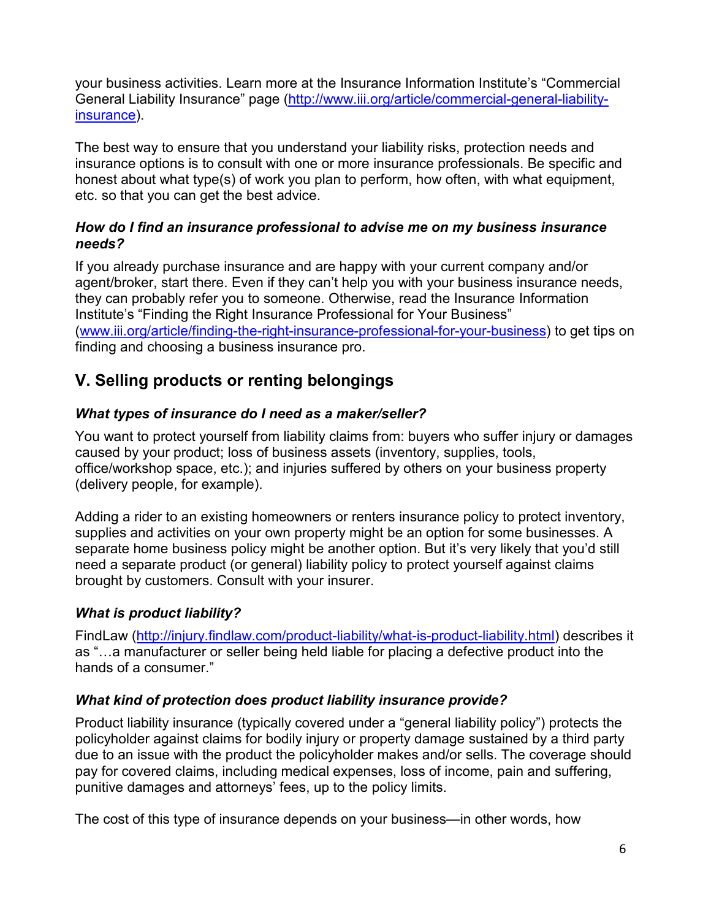your business activities. Learn more at the Insurance Information Institute's "Commercial General Liability Insurance" page (http://www.iii.org/article/commercial-general-liability-insurance).

The best way to ensure that you understand your liability risks, protection needs and insurance options is to consult with one or more insurance professionals. Be specific and honest about what type(s) of work you plan to perform, how often, with what equipment, etc. so that you can get the best advice.

### *How do I find an insurance professional to advise me on my business insurance needs?*

If you already purchase insurance and are happy with your current company and/or agent/broker, start there. Even if they can't help you with your business insurance needs, they can probably refer you to someone. Otherwise, read the Insurance Information Institute's "Finding the Right Insurance Professional for Your Business" (www.iii.org/article/finding-the-right-insurance-professional-for-your-business) to get tips on finding and choosing a business insurance pro.

## V. Selling products or renting belongings

### *What types of insurance do I need as a maker/seller?*

You want to protect yourself from liability claims from: buyers who suffer injury or damages caused by your product; loss of business assets (inventory, supplies, tools, office/workshop space, etc.); and injuries suffered by others on your business property (delivery people, for example).

Adding a rider to an existing homeowners or renters insurance policy to protect inventory, supplies and activities on your own property might be an option for some businesses. A separate home business policy might be another option. But it's very likely that you'd still need a separate product (or general) liability policy to protect yourself against claims brought by customers. Consult with your insurer.

### *What is product liability?*

FindLaw (http://injury.findlaw.com/product-liability/what-is-product-liability.html) describes it as "…a manufacturer or seller being held liable for placing a defective product into the hands of a consumer."

### *What kind of protection does product liability insurance provide?*

Product liability insurance (typically covered under a "general liability policy") protects the policyholder against claims for bodily injury or property damage sustained by a third party due to an issue with the product the policyholder makes and/or sells. The coverage should pay for covered claims, including medical expenses, loss of income, pain and suffering, punitive damages and attorneys' fees, up to the policy limits.

The cost of this type of insurance depends on your business—in other words, how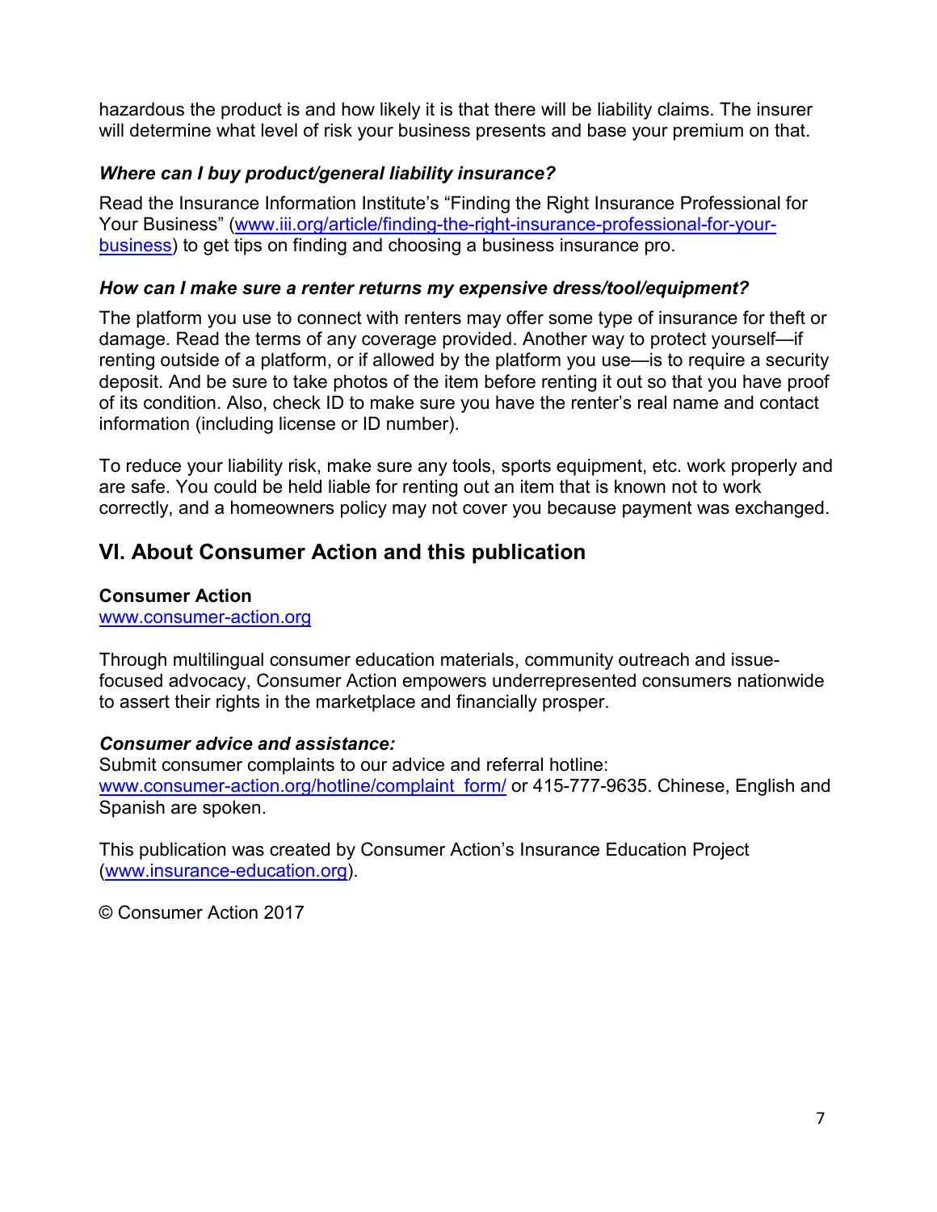hazardous the product is and how likely it is that there will be liability claims. The insurer will determine what level of risk your business presents and base your premium on that.

### *Where can I buy product/general liability insurance?*

Read the Insurance Information Institute's "Finding the Right Insurance Professional for Your Business" (www.iii.org/article/finding-the-right-insurance-professional-for-your-business) to get tips on finding and choosing a business insurance pro.

### *How can I make sure a renter returns my expensive dress/tool/equipment?*

The platform you use to connect with renters may offer some type of insurance for theft or damage. Read the terms of any coverage provided. Another way to protect yourself—if renting outside of a platform, or if allowed by the platform you use—is to require a security deposit. And be sure to take photos of the item before renting it out so that you have proof of its condition. Also, check ID to make sure you have the renter's real name and contact information (including license or ID number).

To reduce your liability risk, make sure any tools, sports equipment, etc. work properly and are safe. You could be held liable for renting out an item that is known not to work correctly, and a homeowners policy may not cover you because payment was exchanged.

## VI. About Consumer Action and this publication

**Consumer Action**
www.consumer-action.org

Through multilingual consumer education materials, community outreach and issue-focused advocacy, Consumer Action empowers underrepresented consumers nationwide to assert their rights in the marketplace and financially prosper.

***Consumer advice and assistance:***
Submit consumer complaints to our advice and referral hotline: www.consumer-action.org/hotline/complaint_form/ or 415-777-9635. Chinese, English and Spanish are spoken.

This publication was created by Consumer Action's Insurance Education Project (www.insurance-education.org).

© Consumer Action 2017